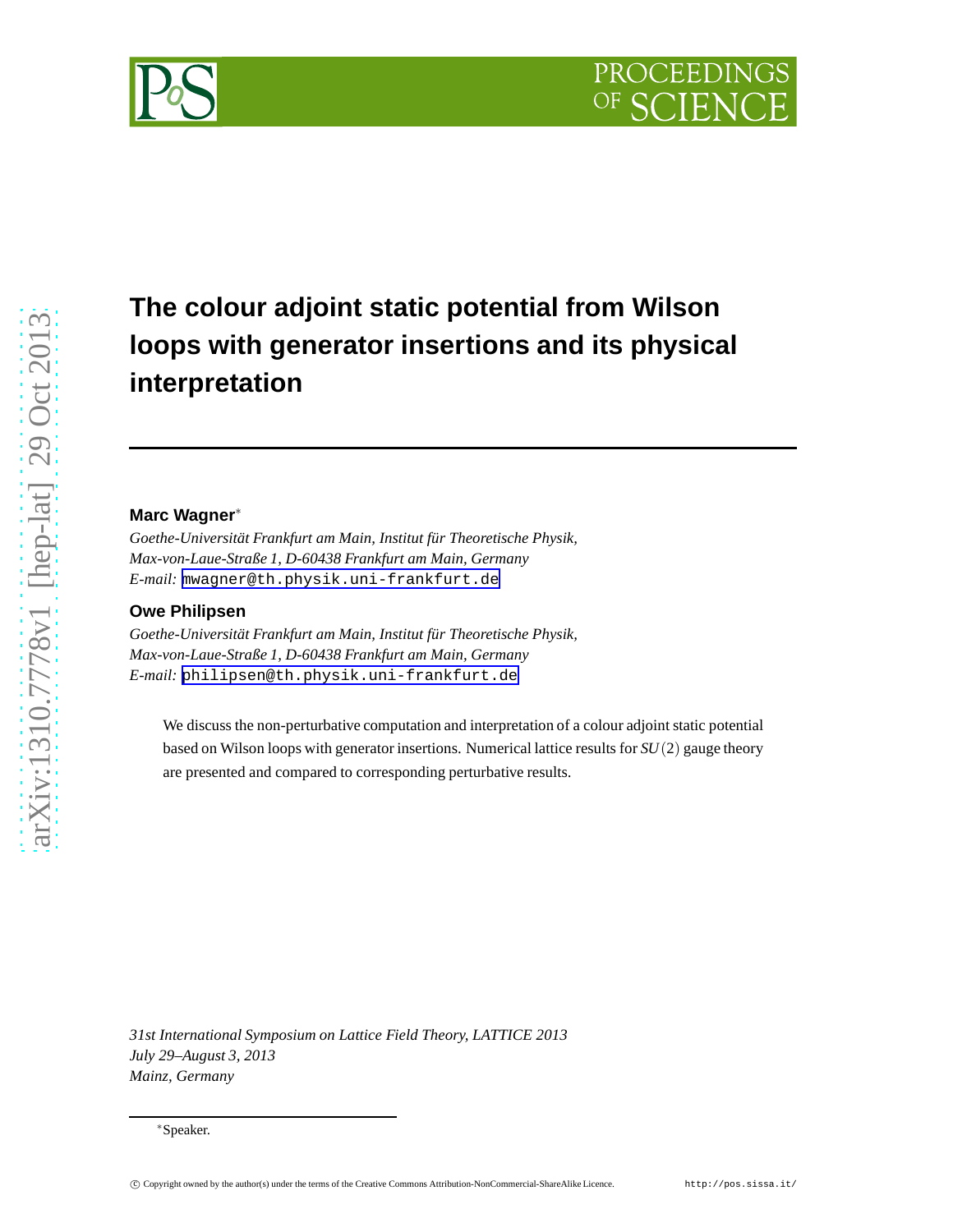# The colour adjoint static potential from Wilson loops with generator insertions and its physical interpretation

**Marc Wagner**[*]

*Goethe-Universität Frankfurt am Main, Institut für Theoretische Physik, Max-von-Laue-Straße 1, D-60438 Frankfurt am Main, Germany*
*E-mail:* mwagner@th.physik.uni-frankfurt.de

**Owe Philipsen**

*Goethe-Universität Frankfurt am Main, Institut für Theoretische Physik, Max-von-Laue-Straße 1, D-60438 Frankfurt am Main, Germany*
*E-mail:* philipsen@th.physik.uni-frankfurt.de

We discuss the non-perturbative computation and interpretation of a colour adjoint static potential based on Wilson loops with generator insertions. Numerical lattice results for $SU(2)$ gauge theory are presented and compared to corresponding perturbative results.

*31st International Symposium on Lattice Field Theory, LATTICE 2013*
*July 29–August 3, 2013*
*Mainz, Germany*

[*]Speaker.

© Copyright owned by the author(s) under the terms of the Creative Commons Attribution-NonCommercial-ShareAlike Licence. http://pos.sissa.it/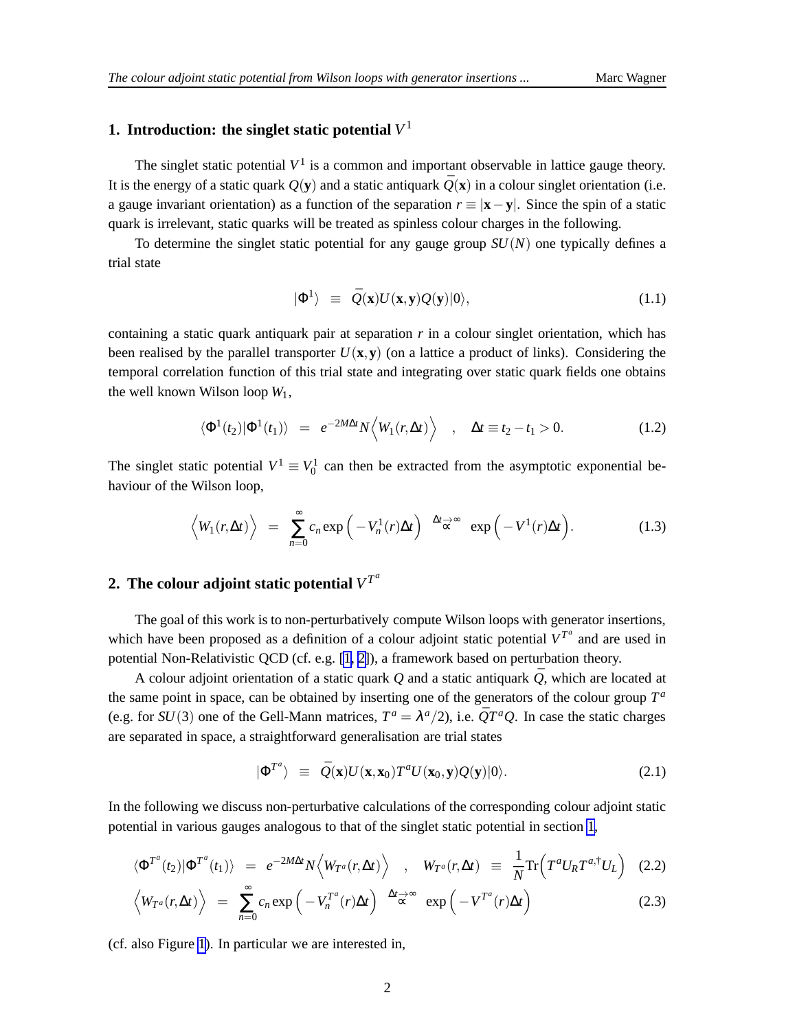## 1. Introduction: the singlet static potential $V^1$

The singlet static potential $V^1$ is a common and important observable in lattice gauge theory. It is the energy of a static quark $Q(\mathbf{y})$ and a static antiquark $\bar{Q}(\mathbf{x})$ in a colour singlet orientation (i.e. a gauge invariant orientation) as a function of the separation $r \equiv |\mathbf{x} - \mathbf{y}|$. Since the spin of a static quark is irrelevant, static quarks will be treated as spinless colour charges in the following.

To determine the singlet static potential for any gauge group $SU(N)$ one typically defines a trial state

$$|\Phi^1\rangle \;\; \equiv \;\; \bar{Q}(\mathbf{x})U(\mathbf{x},\mathbf{y})Q(\mathbf{y})|0\rangle, \tag{1.1}$$

containing a static quark antiquark pair at separation $r$ in a colour singlet orientation, which has been realised by the parallel transporter $U(\mathbf{x},\mathbf{y})$ (on a lattice a product of links). Considering the temporal correlation function of this trial state and integrating over static quark fields one obtains the well known Wilson loop $W_1$,

$$\langle\Phi^1(t_2)|\Phi^1(t_1)\rangle \;\; = \;\; e^{-2M\Delta t}N\Big\langle W_1(r,\Delta t)\Big\rangle \quad , \quad \Delta t \equiv t_2 - t_1 > 0. \tag{1.2}$$

The singlet static potential $V^1 \equiv V^1_0$ can then be extracted from the asymptotic exponential behaviour of the Wilson loop,

$$\Big\langle W_1(r,\Delta t)\Big\rangle \;\; = \;\; \sum_{n=0}^{\infty} c_n \exp\Big(-V^1_n(r)\Delta t\Big) \;\; \overset{\Delta t\rightarrow\infty}{\propto} \;\; \exp\Big(-V^1(r)\Delta t\Big). \tag{1.3}$$

## 2. The colour adjoint static potential $V^{T^a}$

The goal of this work is to non-perturbatively compute Wilson loops with generator insertions, which have been proposed as a definition of a colour adjoint static potential $V^{T^a}$ and are used in potential Non-Relativistic QCD (cf. e.g. [1, 2]), a framework based on perturbation theory.

A colour adjoint orientation of a static quark $Q$ and a static antiquark $\bar{Q}$, which are located at the same point in space, can be obtained by inserting one of the generators of the colour group $T^a$ (e.g. for $SU(3)$ one of the Gell-Mann matrices, $T^a = \lambda^a/2$), i.e. $\bar{Q}T^aQ$. In case the static charges are separated in space, a straightforward generalisation are trial states

$$|\Phi^{T^a}\rangle \;\; \equiv \;\; \bar{Q}(\mathbf{x})U(\mathbf{x},\mathbf{x}_0)T^aU(\mathbf{x}_0,\mathbf{y})Q(\mathbf{y})|0\rangle. \tag{2.1}$$

In the following we discuss non-perturbative calculations of the corresponding colour adjoint static potential in various gauges analogous to that of the singlet static potential in section 1,

$$\langle\Phi^{T^a}(t_2)|\Phi^{T^a}(t_1)\rangle \;\; = \;\; e^{-2M\Delta t}N\Big\langle W_{T^a}(r,\Delta t)\Big\rangle \quad , \quad W_{T^a}(r,\Delta t) \;\; \equiv \;\; \frac{1}{N}\mathrm{Tr}\Big(T^aU_RT^{a,\dagger}U_L\Big) \tag{2.2}$$

$$\Big\langle W_{T^a}(r,\Delta t)\Big\rangle \;\; = \;\; \sum_{n=0}^{\infty} c_n \exp\Big(-V^{T^a}_n(r)\Delta t\Big) \;\; \overset{\Delta t\rightarrow\infty}{\propto} \;\; \exp\Big(-V^{T^a}(r)\Delta t\Big) \tag{2.3}$$

(cf. also Figure 1). In particular we are interested in,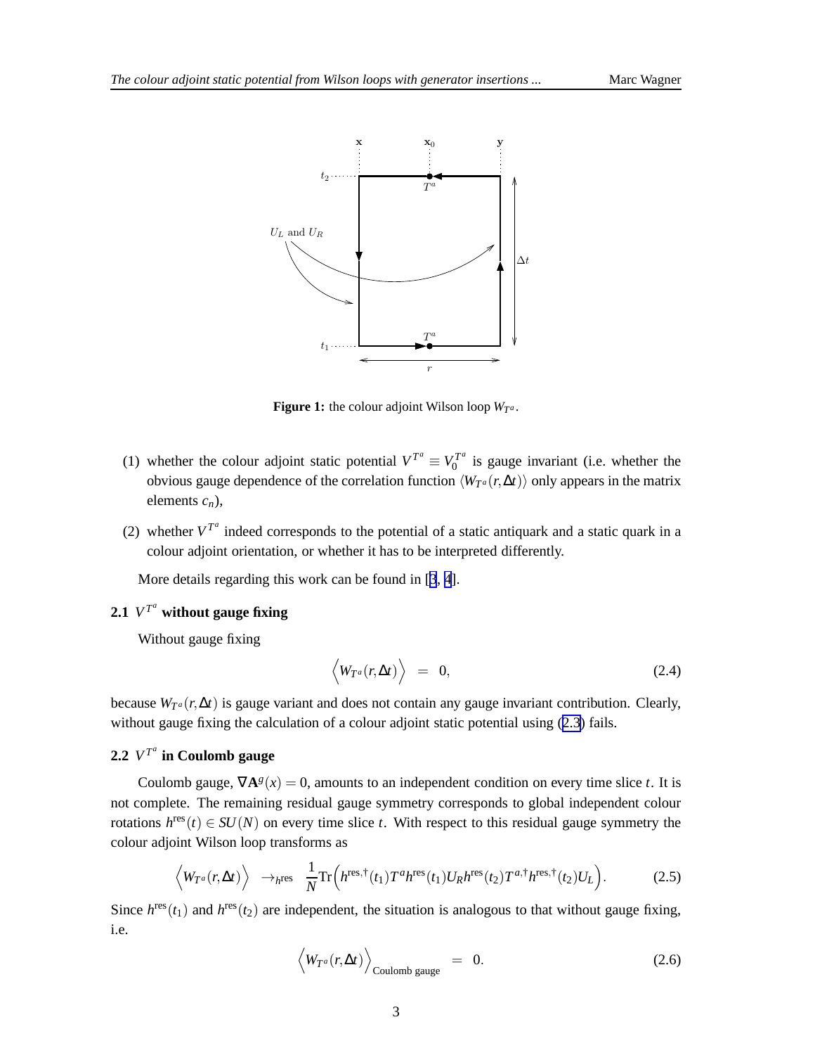**Figure 1:** the colour adjoint Wilson loop $W_{T^a}$.

(1) whether the colour adjoint static potential $V^{T^a} \equiv V_0^{T^a}$ is gauge invariant (i.e. whether the obvious gauge dependence of the correlation function $\langle W_{T^a}(r, \Delta t)\rangle$ only appears in the matrix elements $c_n$),

(2) whether $V^{T^a}$ indeed corresponds to the potential of a static antiquark and a static quark in a colour adjoint orientation, or whether it has to be interpreted differently.

More details regarding this work can be found in [3, 4].

### 2.1 $V^{T^a}$ without gauge fixing

Without gauge fixing

$$\Big\langle W_{T^a}(r, \Delta t)\Big\rangle \;\; = \;\; 0, \tag{2.4}$$

because $W_{T^a}(r, \Delta t)$ is gauge variant and does not contain any gauge invariant contribution. Clearly, without gauge fixing the calculation of a colour adjoint static potential using (2.3) fails.

### 2.2 $V^{T^a}$ in Coulomb gauge

Coulomb gauge, $\nabla \mathbf{A}^g(x) = 0$, amounts to an independent condition on every time slice $t$. It is not complete. The remaining residual gauge symmetry corresponds to global independent colour rotations $h^{\text{res}}(t) \in SU(N)$ on every time slice $t$. With respect to this residual gauge symmetry the colour adjoint Wilson loop transforms as

$$\Big\langle W_{T^a}(r, \Delta t)\Big\rangle \;\; \rightarrow_{h^{\text{res}}} \;\; \frac{1}{N}\text{Tr}\Big(h^{\text{res},\dagger}(t_1) T^a h^{\text{res}}(t_1) U_R h^{\text{res}}(t_2) T^{a,\dagger} h^{\text{res},\dagger}(t_2) U_L\Big). \tag{2.5}$$

Since $h^{\text{res}}(t_1)$ and $h^{\text{res}}(t_2)$ are independent, the situation is analogous to that without gauge fixing, i.e.

$$\Big\langle W_{T^a}(r, \Delta t)\Big\rangle_{\text{Coulomb gauge}} \;\; = \;\; 0. \tag{2.6}$$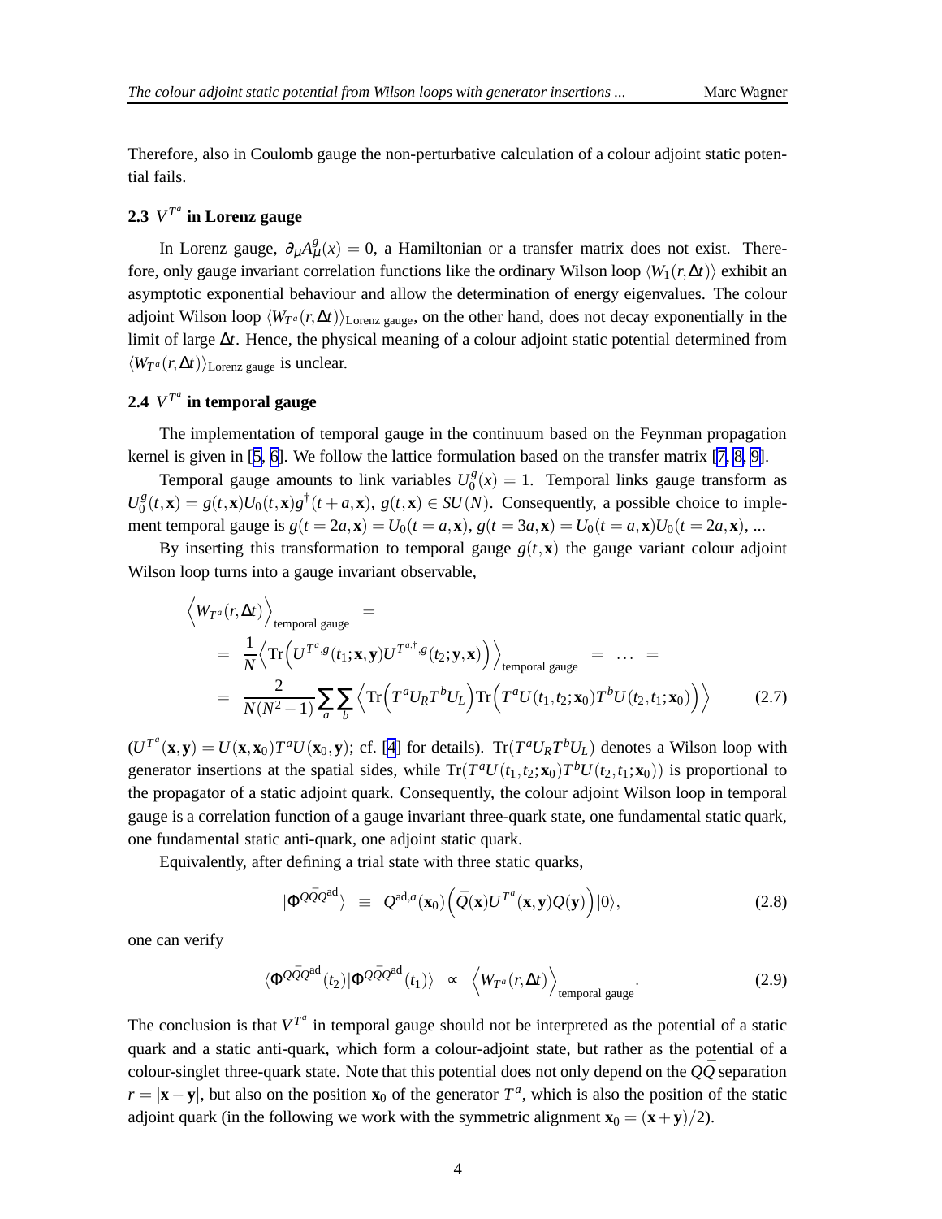Therefore, also in Coulomb gauge the non-perturbative calculation of a colour adjoint static potential fails.

### 2.3 $V^{T^a}$ in Lorenz gauge

In Lorenz gauge, $\partial_\mu A^g_\mu(x) = 0$, a Hamiltonian or a transfer matrix does not exist. Therefore, only gauge invariant correlation functions like the ordinary Wilson loop $\langle W_1(r,\Delta t)\rangle$ exhibit an asymptotic exponential behaviour and allow the determination of energy eigenvalues. The colour adjoint Wilson loop $\langle W_{T^a}(r,\Delta t)\rangle_{\text{Lorenz gauge}}$, on the other hand, does not decay exponentially in the limit of large $\Delta t$. Hence, the physical meaning of a colour adjoint static potential determined from $\langle W_{T^a}(r,\Delta t)\rangle_{\text{Lorenz gauge}}$ is unclear.

### 2.4 $V^{T^a}$ in temporal gauge

The implementation of temporal gauge in the continuum based on the Feynman propagation kernel is given in [5, 6]. We follow the lattice formulation based on the transfer matrix [7, 8, 9].

Temporal gauge amounts to link variables $U^g_0(x) = 1$. Temporal links gauge transform as $U^g_0(t,\mathbf{x}) = g(t,\mathbf{x})U_0(t,\mathbf{x})g^\dagger(t+a,\mathbf{x})$, $g(t,\mathbf{x}) \in SU(N)$. Consequently, a possible choice to implement temporal gauge is $g(t=2a,\mathbf{x}) = U_0(t=a,\mathbf{x})$, $g(t=3a,\mathbf{x}) = U_0(t=a,\mathbf{x})U_0(t=2a,\mathbf{x})$, ...

By inserting this transformation to temporal gauge $g(t,\mathbf{x})$ the gauge variant colour adjoint Wilson loop turns into a gauge invariant observable,

$$
\begin{aligned}
\Big\langle W_{T^a}(r,\Delta t)\Big\rangle_{\text{temporal gauge}} \quad &= \\
&= \frac{1}{N}\Big\langle \text{Tr}\Big(U^{T^a,g}(t_1;\mathbf{x},\mathbf{y})U^{T^{a,\dagger},g}(t_2;\mathbf{y},\mathbf{x})\Big)\Big\rangle_{\text{temporal gauge}} \quad = \quad \ldots \quad = \\
&= \frac{2}{N(N^2-1)}\sum_a\sum_b \Big\langle \text{Tr}\Big(T^a U_R T^b U_L\Big)\text{Tr}\Big(T^a U(t_1,t_2;\mathbf{x}_0)T^b U(t_2,t_1;\mathbf{x}_0)\Big)\Big\rangle
\end{aligned}
\tag{2.7}
$$

($U^{T^a}(\mathbf{x},\mathbf{y}) = U(\mathbf{x},\mathbf{x}_0)T^a U(\mathbf{x}_0,\mathbf{y})$; cf. [4] for details). $\text{Tr}(T^a U_R T^b U_L)$ denotes a Wilson loop with generator insertions at the spatial sides, while $\text{Tr}(T^a U(t_1,t_2;\mathbf{x}_0)T^b U(t_2,t_1;\mathbf{x}_0))$ is proportional to the propagator of a static adjoint quark. Consequently, the colour adjoint Wilson loop in temporal gauge is a correlation function of a gauge invariant three-quark state, one fundamental static quark, one fundamental static anti-quark, one adjoint static quark.

Equivalently, after defining a trial state with three static quarks,

$$
|\Phi^{Q\bar{Q}Q^{\text{ad}}}\rangle \quad \equiv \quad Q^{\text{ad},a}(\mathbf{x}_0)\Big(\bar{Q}(\mathbf{x})U^{T^a}(\mathbf{x},\mathbf{y})Q(\mathbf{y})\Big)|0\rangle,
\tag{2.8}
$$

one can verify

$$
\langle \Phi^{Q\bar{Q}Q^{\text{ad}}}(t_2)|\Phi^{Q\bar{Q}Q^{\text{ad}}}(t_1)\rangle \quad \propto \quad \Big\langle W_{T^a}(r,\Delta t)\Big\rangle_{\text{temporal gauge}}.
\tag{2.9}
$$

The conclusion is that $V^{T^a}$ in temporal gauge should not be interpreted as the potential of a static quark and a static anti-quark, which form a colour-adjoint state, but rather as the potential of a colour-singlet three-quark state. Note that this potential does not only depend on the $Q\bar{Q}$ separation $r = |\mathbf{x}-\mathbf{y}|$, but also on the position $\mathbf{x}_0$ of the generator $T^a$, which is also the position of the static adjoint quark (in the following we work with the symmetric alignment $\mathbf{x}_0 = (\mathbf{x}+\mathbf{y})/2$).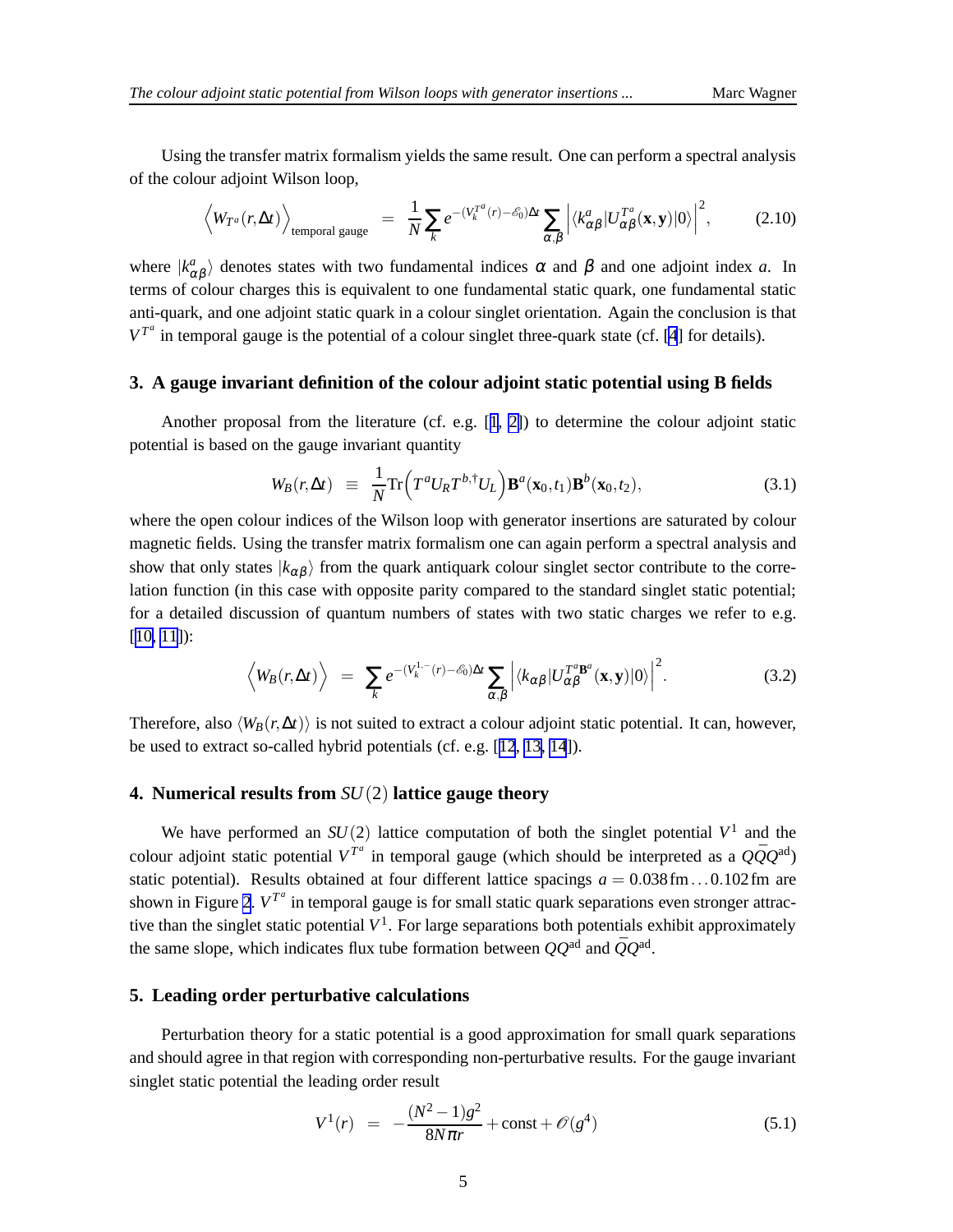Using the transfer matrix formalism yields the same result. One can perform a spectral analysis of the colour adjoint Wilson loop,

$$\Big\langle W_{T^a}(r,\Delta t)\Big\rangle_{\text{temporal gauge}} \;\; = \;\; \frac{1}{N}\sum_k e^{-(V_k^{T^a}(r)-\mathscr{E}_0)\Delta t} \sum_{\alpha,\beta} \Big| \langle k^a_{\alpha\beta} | U^{T^a}_{\alpha\beta}(\mathbf{x},\mathbf{y})|0\rangle \Big|^2, \tag{2.10}$$

where $|k^a_{\alpha\beta}\rangle$ denotes states with two fundamental indices $\alpha$ and $\beta$ and one adjoint index $a$. In terms of colour charges this is equivalent to one fundamental static quark, one fundamental static anti-quark, and one adjoint static quark in a colour singlet orientation. Again the conclusion is that $V^{T^a}$ in temporal gauge is the potential of a colour singlet three-quark state (cf. [4] for details).

## 3. A gauge invariant definition of the colour adjoint static potential using B fields

Another proposal from the literature (cf. e.g. [1, 2]) to determine the colour adjoint static potential is based on the gauge invariant quantity

$$W_B(r,\Delta t) \;\; \equiv \;\; \frac{1}{N}\mathrm{Tr}\Big(T^a U_R T^{b,\dagger} U_L\Big)\mathbf{B}^a(\mathbf{x}_0,t_1)\mathbf{B}^b(\mathbf{x}_0,t_2), \tag{3.1}$$

where the open colour indices of the Wilson loop with generator insertions are saturated by colour magnetic fields. Using the transfer matrix formalism one can again perform a spectral analysis and show that only states $|k_{\alpha\beta}\rangle$ from the quark antiquark colour singlet sector contribute to the correlation function (in this case with opposite parity compared to the standard singlet static potential; for a detailed discussion of quantum numbers of states with two static charges we refer to e.g. [10, 11]):

$$\Big\langle W_B(r,\Delta t)\Big\rangle \;\; = \;\; \sum_k e^{-(V_k^{1,-}(r)-\mathscr{E}_0)\Delta t} \sum_{\alpha,\beta} \Big| \langle k_{\alpha\beta} | U^{T^a\mathbf{B}^a}_{\alpha\beta}(\mathbf{x},\mathbf{y})|0\rangle \Big|^2. \tag{3.2}$$

Therefore, also $\langle W_B(r,\Delta t)\rangle$ is not suited to extract a colour adjoint static potential. It can, however, be used to extract so-called hybrid potentials (cf. e.g. [12, 13, 14]).

## 4. Numerical results from $SU(2)$ lattice gauge theory

We have performed an $SU(2)$ lattice computation of both the singlet potential $V^1$ and the colour adjoint static potential $V^{T^a}$ in temporal gauge (which should be interpreted as a $Q\bar{Q}Q^{\text{ad}}$) static potential). Results obtained at four different lattice spacings $a = 0.038\,\text{fm}\ldots 0.102\,\text{fm}$ are shown in Figure 2. $V^{T^a}$ in temporal gauge is for small static quark separations even stronger attractive than the singlet static potential $V^1$. For large separations both potentials exhibit approximately the same slope, which indicates flux tube formation between $QQ^{\text{ad}}$ and $\bar{Q}Q^{\text{ad}}$.

## 5. Leading order perturbative calculations

Perturbation theory for a static potential is a good approximation for small quark separations and should agree in that region with corresponding non-perturbative results. For the gauge invariant singlet static potential the leading order result

$$V^1(r) \;\; = \;\; -\frac{(N^2-1)g^2}{8N\pi r} + \text{const} + \mathscr{O}(g^4) \tag{5.1}$$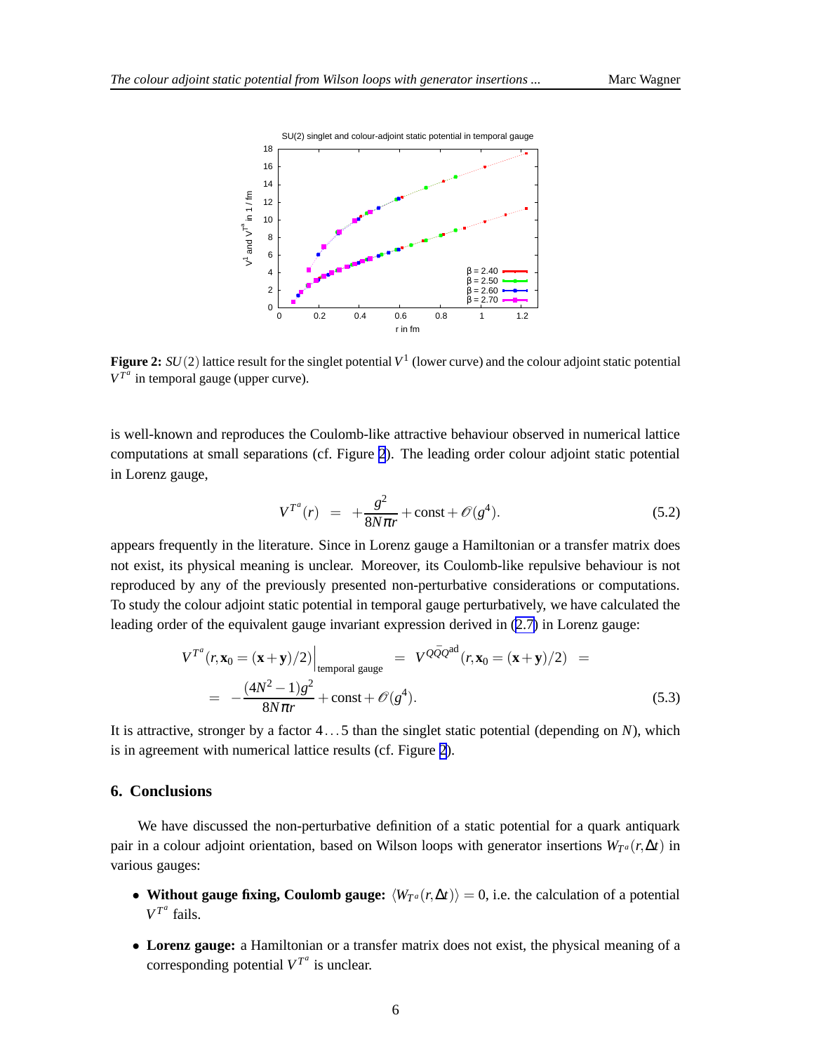**Figure 2:** $SU(2)$ lattice result for the singlet potential $V^1$ (lower curve) and the colour adjoint static potential $V^{T^a}$ in temporal gauge (upper curve).

is well-known and reproduces the Coulomb-like attractive behaviour observed in numerical lattice computations at small separations (cf. Figure 2). The leading order colour adjoint static potential in Lorenz gauge,

$$V^{T^a}(r) \quad = \quad +\frac{g^2}{8N\pi r} + \text{const} + \mathcal{O}(g^4). \tag{5.2}$$

appears frequently in the literature. Since in Lorenz gauge a Hamiltonian or a transfer matrix does not exist, its physical meaning is unclear. Moreover, its Coulomb-like repulsive behaviour is not reproduced by any of the previously presented non-perturbative considerations or computations. To study the colour adjoint static potential in temporal gauge perturbatively, we have calculated the leading order of the equivalent gauge invariant expression derived in (2.7) in Lorenz gauge:

$$\begin{aligned} V^{T^a}(r, \mathbf{x}_0 = (\mathbf{x}+\mathbf{y})/2)\Big|_{\text{temporal gauge}} \quad &= \quad V^{Q\bar{Q}Q^{\text{ad}}}(r, \mathbf{x}_0 = (\mathbf{x}+\mathbf{y})/2) \quad = \\ &= \quad -\frac{(4N^2-1)g^2}{8N\pi r} + \text{const} + \mathcal{O}(g^4). \end{aligned} \tag{5.3}$$

It is attractive, stronger by a factor $4\ldots5$ than the singlet static potential (depending on $N$), which is in agreement with numerical lattice results (cf. Figure 2).

## 6. Conclusions

We have discussed the non-perturbative definition of a static potential for a quark antiquark pair in a colour adjoint orientation, based on Wilson loops with generator insertions $W_{T^a}(r, \Delta t)$ in various gauges:

- **Without gauge fixing, Coulomb gauge:** $\langle W_{T^a}(r, \Delta t)\rangle = 0$, i.e. the calculation of a potential $V^{T^a}$ fails.
- **Lorenz gauge:** a Hamiltonian or a transfer matrix does not exist, the physical meaning of a corresponding potential $V^{T^a}$ is unclear.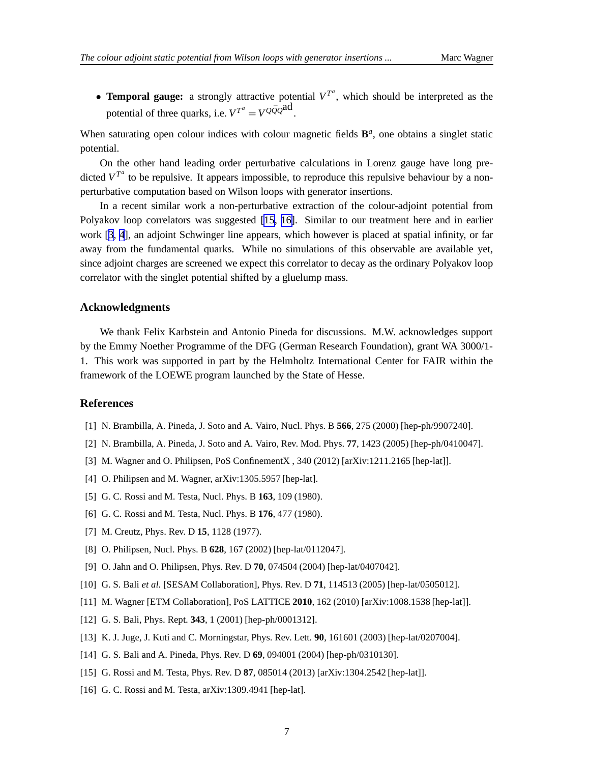- **Temporal gauge:** a strongly attractive potential $V^{T^a}$, which should be interpreted as the potential of three quarks, i.e. $V^{T^a} = V^{Q\bar{Q}Q^{\mathrm{ad}}}$.

When saturating open colour indices with colour magnetic fields $\mathbf{B}^a$, one obtains a singlet static potential.

On the other hand leading order perturbative calculations in Lorenz gauge have long predicted $V^{T^a}$ to be repulsive. It appears impossible, to reproduce this repulsive behaviour by a non-perturbative computation based on Wilson loops with generator insertions.

In a recent similar work a non-perturbative extraction of the colour-adjoint potential from Polyakov loop correlators was suggested [15, 16]. Similar to our treatment here and in earlier work [3, 4], an adjoint Schwinger line appears, which however is placed at spatial infinity, or far away from the fundamental quarks. While no simulations of this observable are available yet, since adjoint charges are screened we expect this correlator to decay as the ordinary Polyakov loop correlator with the singlet potential shifted by a gluelump mass.

## Acknowledgments

We thank Felix Karbstein and Antonio Pineda for discussions. M.W. acknowledges support by the Emmy Noether Programme of the DFG (German Research Foundation), grant WA 3000/1-1. This work was supported in part by the Helmholtz International Center for FAIR within the framework of the LOEWE program launched by the State of Hesse.

## References

[1] N. Brambilla, A. Pineda, J. Soto and A. Vairo, Nucl. Phys. B **566**, 275 (2000) [hep-ph/9907240].

[2] N. Brambilla, A. Pineda, J. Soto and A. Vairo, Rev. Mod. Phys. **77**, 1423 (2005) [hep-ph/0410047].

[3] M. Wagner and O. Philipsen, PoS ConfinementX , 340 (2012) [arXiv:1211.2165 [hep-lat]].

[4] O. Philipsen and M. Wagner, arXiv:1305.5957 [hep-lat].

[5] G. C. Rossi and M. Testa, Nucl. Phys. B **163**, 109 (1980).

[6] G. C. Rossi and M. Testa, Nucl. Phys. B **176**, 477 (1980).

[7] M. Creutz, Phys. Rev. D **15**, 1128 (1977).

[8] O. Philipsen, Nucl. Phys. B **628**, 167 (2002) [hep-lat/0112047].

[9] O. Jahn and O. Philipsen, Phys. Rev. D **70**, 074504 (2004) [hep-lat/0407042].

[10] G. S. Bali *et al.* [SESAM Collaboration], Phys. Rev. D **71**, 114513 (2005) [hep-lat/0505012].

[11] M. Wagner [ETM Collaboration], PoS LATTICE **2010**, 162 (2010) [arXiv:1008.1538 [hep-lat]].

[12] G. S. Bali, Phys. Rept. **343**, 1 (2001) [hep-ph/0001312].

[13] K. J. Juge, J. Kuti and C. Morningstar, Phys. Rev. Lett. **90**, 161601 (2003) [hep-lat/0207004].

[14] G. S. Bali and A. Pineda, Phys. Rev. D **69**, 094001 (2004) [hep-ph/0310130].

[15] G. Rossi and M. Testa, Phys. Rev. D **87**, 085014 (2013) [arXiv:1304.2542 [hep-lat]].

[16] G. C. Rossi and M. Testa, arXiv:1309.4941 [hep-lat].